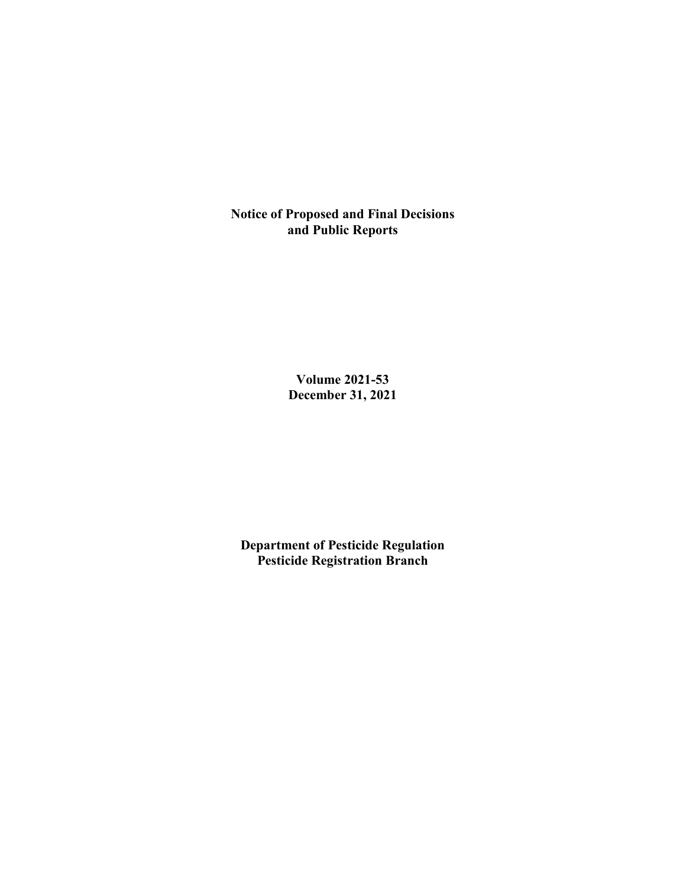# Notice of Proposed and Final Decisions and Public Reports

**Volume 2021-53**
**December 31, 2021**

**Department of Pesticide Regulation**
**Pesticide Registration Branch**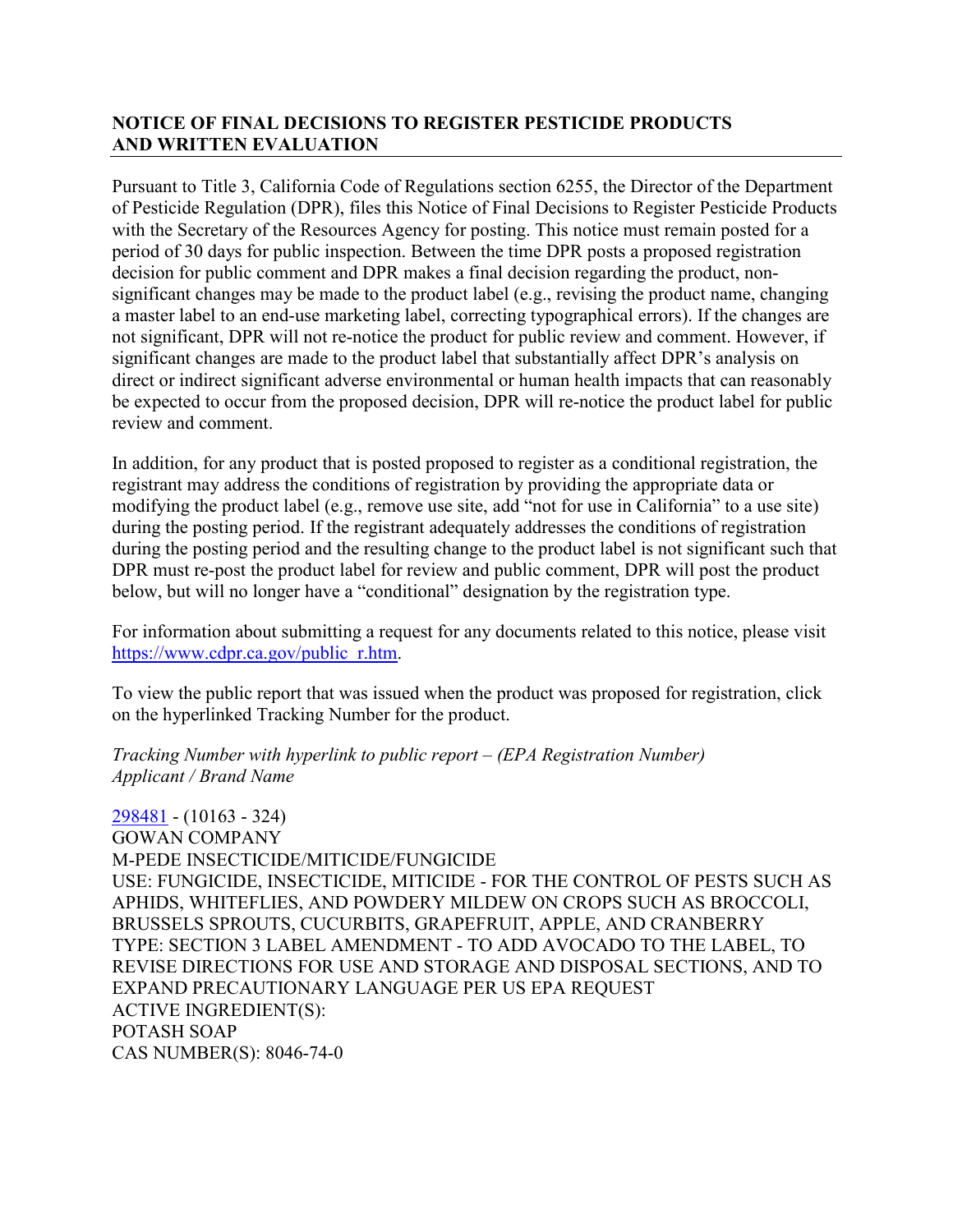## NOTICE OF FINAL DECISIONS TO REGISTER PESTICIDE PRODUCTS AND WRITTEN EVALUATION

Pursuant to Title 3, California Code of Regulations section 6255, the Director of the Department of Pesticide Regulation (DPR), files this Notice of Final Decisions to Register Pesticide Products with the Secretary of the Resources Agency for posting. This notice must remain posted for a period of 30 days for public inspection. Between the time DPR posts a proposed registration decision for public comment and DPR makes a final decision regarding the product, non-significant changes may be made to the product label (e.g., revising the product name, changing a master label to an end-use marketing label, correcting typographical errors). If the changes are not significant, DPR will not re-notice the product for public review and comment. However, if significant changes are made to the product label that substantially affect DPR's analysis on direct or indirect significant adverse environmental or human health impacts that can reasonably be expected to occur from the proposed decision, DPR will re-notice the product label for public review and comment.

In addition, for any product that is posted proposed to register as a conditional registration, the registrant may address the conditions of registration by providing the appropriate data or modifying the product label (e.g., remove use site, add "not for use in California" to a use site) during the posting period. If the registrant adequately addresses the conditions of registration during the posting period and the resulting change to the product label is not significant such that DPR must re-post the product label for review and public comment, DPR will post the product below, but will no longer have a "conditional" designation by the registration type.

For information about submitting a request for any documents related to this notice, please visit https://www.cdpr.ca.gov/public_r.htm.

To view the public report that was issued when the product was proposed for registration, click on the hyperlinked Tracking Number for the product.

*Tracking Number with hyperlink to public report – (EPA Registration Number)*
*Applicant / Brand Name*

298481 - (10163 - 324)
GOWAN COMPANY
M-PEDE INSECTICIDE/MITICIDE/FUNGICIDE
USE: FUNGICIDE, INSECTICIDE, MITICIDE - FOR THE CONTROL OF PESTS SUCH AS APHIDS, WHITEFLIES, AND POWDERY MILDEW ON CROPS SUCH AS BROCCOLI, BRUSSELS SPROUTS, CUCURBITS, GRAPEFRUIT, APPLE, AND CRANBERRY
TYPE: SECTION 3 LABEL AMENDMENT - TO ADD AVOCADO TO THE LABEL, TO REVISE DIRECTIONS FOR USE AND STORAGE AND DISPOSAL SECTIONS, AND TO EXPAND PRECAUTIONARY LANGUAGE PER US EPA REQUEST
ACTIVE INGREDIENT(S):
POTASH SOAP
CAS NUMBER(S): 8046-74-0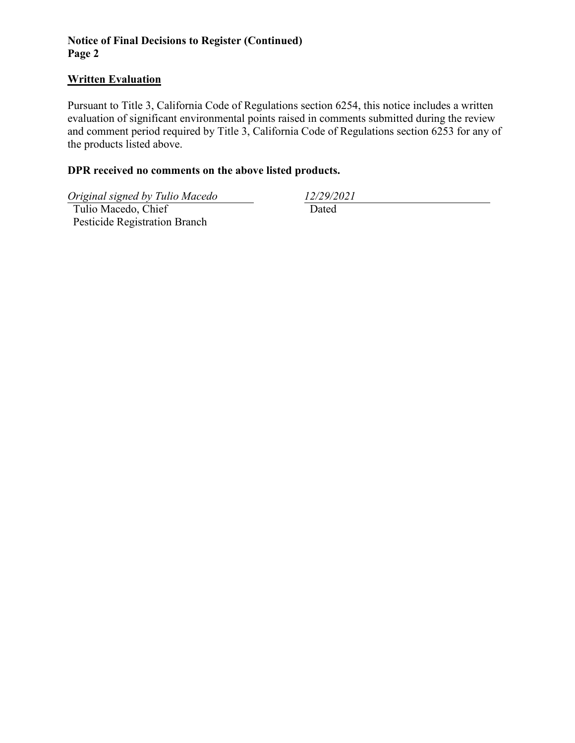**Notice of Final Decisions to Register (Continued)**
**Page 2**

## Written Evaluation

Pursuant to Title 3, California Code of Regulations section 6254, this notice includes a written evaluation of significant environmental points raised in comments submitted during the review and comment period required by Title 3, California Code of Regulations section 6253 for any of the products listed above.

**DPR received no comments on the above listed products.**

*Original signed by Tulio Macedo*
Tulio Macedo, Chief
Pesticide Registration Branch

*12/29/2021*
Dated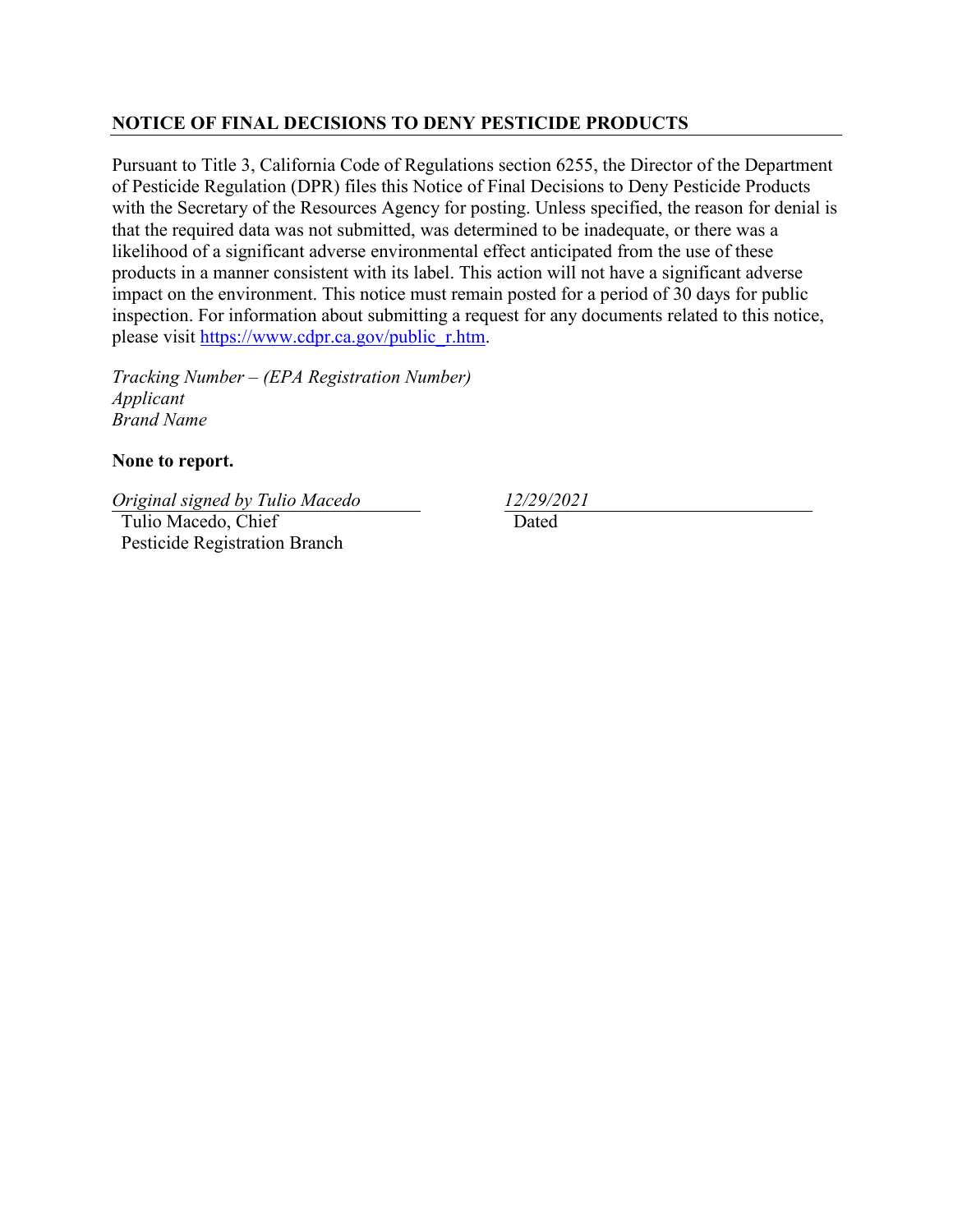## NOTICE OF FINAL DECISIONS TO DENY PESTICIDE PRODUCTS

Pursuant to Title 3, California Code of Regulations section 6255, the Director of the Department of Pesticide Regulation (DPR) files this Notice of Final Decisions to Deny Pesticide Products with the Secretary of the Resources Agency for posting. Unless specified, the reason for denial is that the required data was not submitted, was determined to be inadequate, or there was a likelihood of a significant adverse environmental effect anticipated from the use of these products in a manner consistent with its label. This action will not have a significant adverse impact on the environment. This notice must remain posted for a period of 30 days for public inspection. For information about submitting a request for any documents related to this notice, please visit https://www.cdpr.ca.gov/public_r.htm.

*Tracking Number – (EPA Registration Number)*
*Applicant*
*Brand Name*

**None to report.**

*Original signed by Tulio Macedo*
Tulio Macedo, Chief
Pesticide Registration Branch

*12/29/2021*
Dated